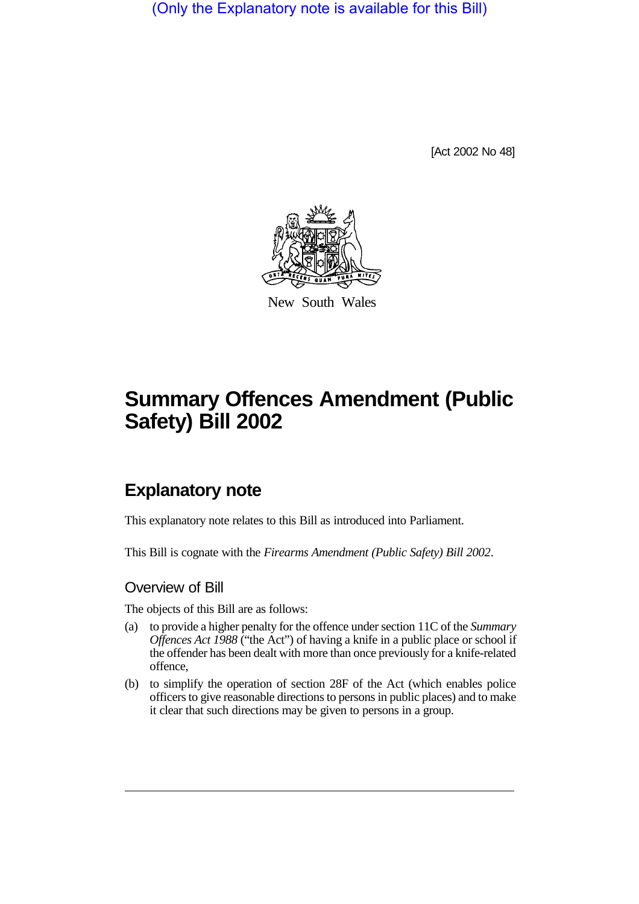(Only the Explanatory note is available for this Bill)

[Act 2002 No 48]

New South Wales

# Summary Offences Amendment (Public Safety) Bill 2002

## Explanatory note

This explanatory note relates to this Bill as introduced into Parliament.

This Bill is cognate with the *Firearms Amendment (Public Safety) Bill 2002*.

### Overview of Bill

The objects of this Bill are as follows:

(a) to provide a higher penalty for the offence under section 11C of the *Summary Offences Act 1988* ("the Act") of having a knife in a public place or school if the offender has been dealt with more than once previously for a knife-related offence,

(b) to simplify the operation of section 28F of the Act (which enables police officers to give reasonable directions to persons in public places) and to make it clear that such directions may be given to persons in a group.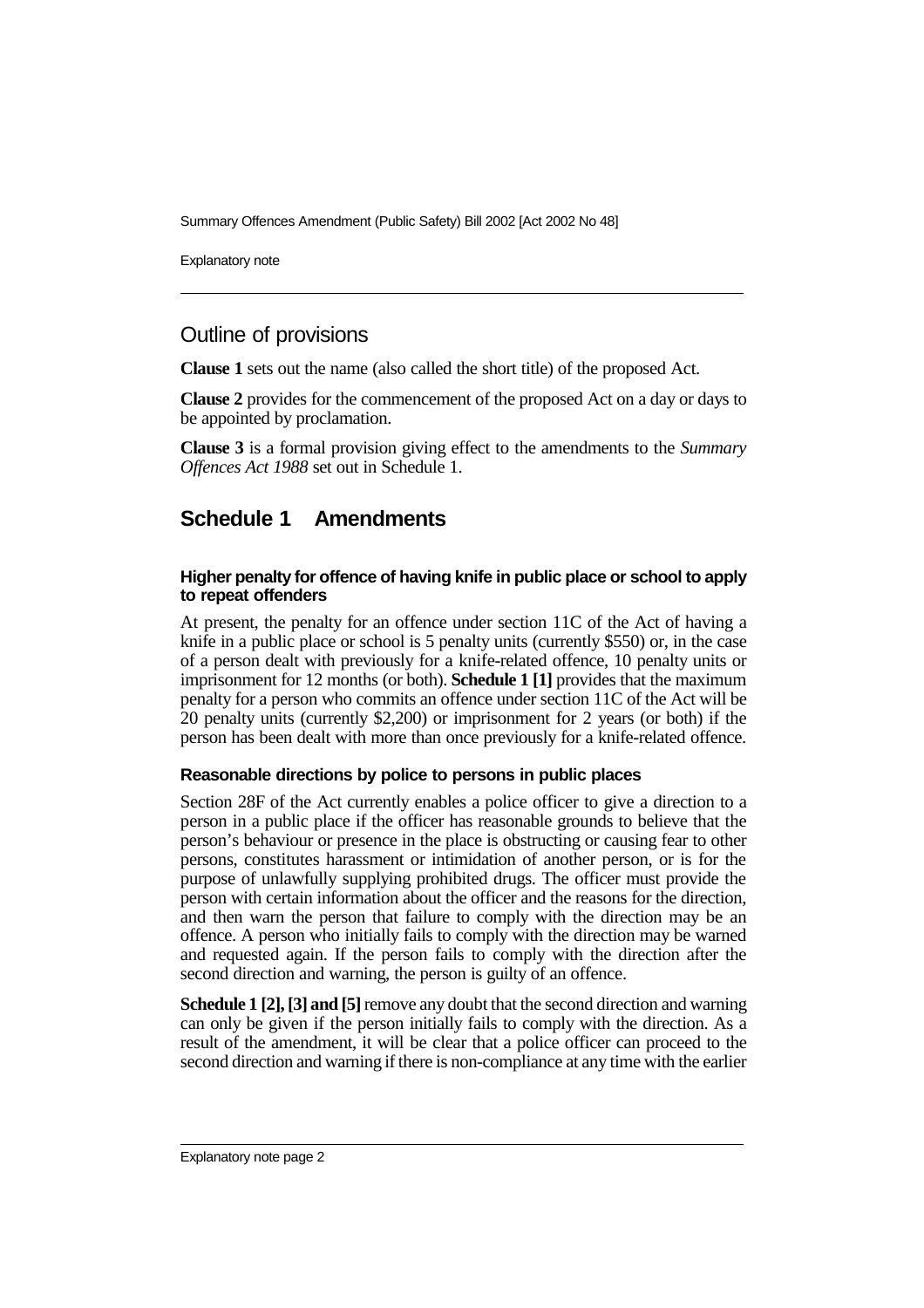## Outline of provisions

**Clause 1** sets out the name (also called the short title) of the proposed Act.

**Clause 2** provides for the commencement of the proposed Act on a day or days to be appointed by proclamation.

**Clause 3** is a formal provision giving effect to the amendments to the *Summary Offences Act 1988* set out in Schedule 1.

## Schedule 1 Amendments

#### Higher penalty for offence of having knife in public place or school to apply to repeat offenders

At present, the penalty for an offence under section 11C of the Act of having a knife in a public place or school is 5 penalty units (currently $550) or, in the case of a person dealt with previously for a knife-related offence, 10 penalty units or imprisonment for 12 months (or both). **Schedule 1 [1]** provides that the maximum penalty for a person who commits an offence under section 11C of the Act will be 20 penalty units (currently $2,200) or imprisonment for 2 years (or both) if the person has been dealt with more than once previously for a knife-related offence.

#### Reasonable directions by police to persons in public places

Section 28F of the Act currently enables a police officer to give a direction to a person in a public place if the officer has reasonable grounds to believe that the person's behaviour or presence in the place is obstructing or causing fear to other persons, constitutes harassment or intimidation of another person, or is for the purpose of unlawfully supplying prohibited drugs. The officer must provide the person with certain information about the officer and the reasons for the direction, and then warn the person that failure to comply with the direction may be an offence. A person who initially fails to comply with the direction may be warned and requested again. If the person fails to comply with the direction after the second direction and warning, the person is guilty of an offence.

**Schedule 1 [2], [3] and [5]** remove any doubt that the second direction and warning can only be given if the person initially fails to comply with the direction. As a result of the amendment, it will be clear that a police officer can proceed to the second direction and warning if there is non-compliance at any time with the earlier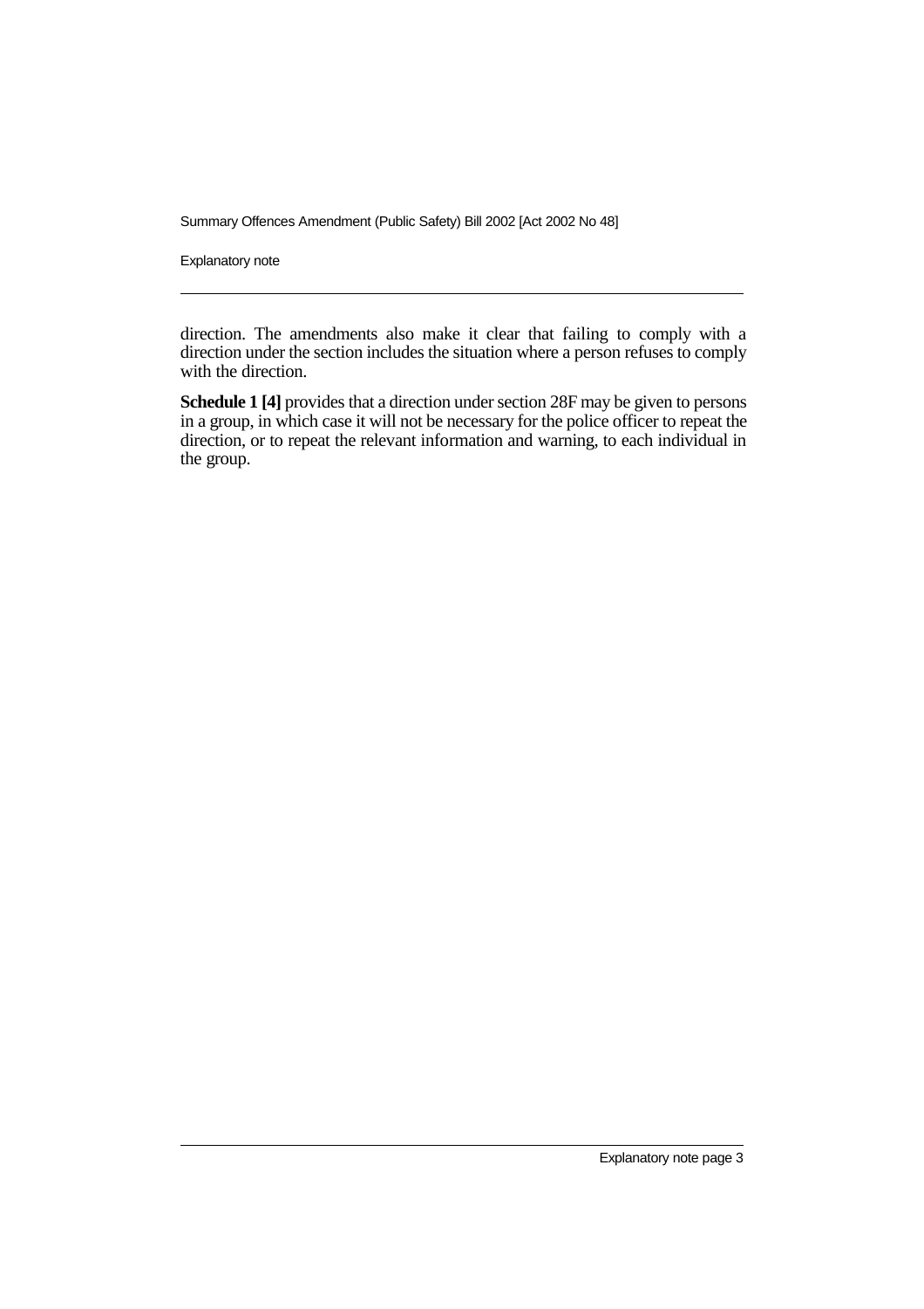direction. The amendments also make it clear that failing to comply with a direction under the section includes the situation where a person refuses to comply with the direction.

**Schedule 1 [4]** provides that a direction under section 28F may be given to persons in a group, in which case it will not be necessary for the police officer to repeat the direction, or to repeat the relevant information and warning, to each individual in the group.